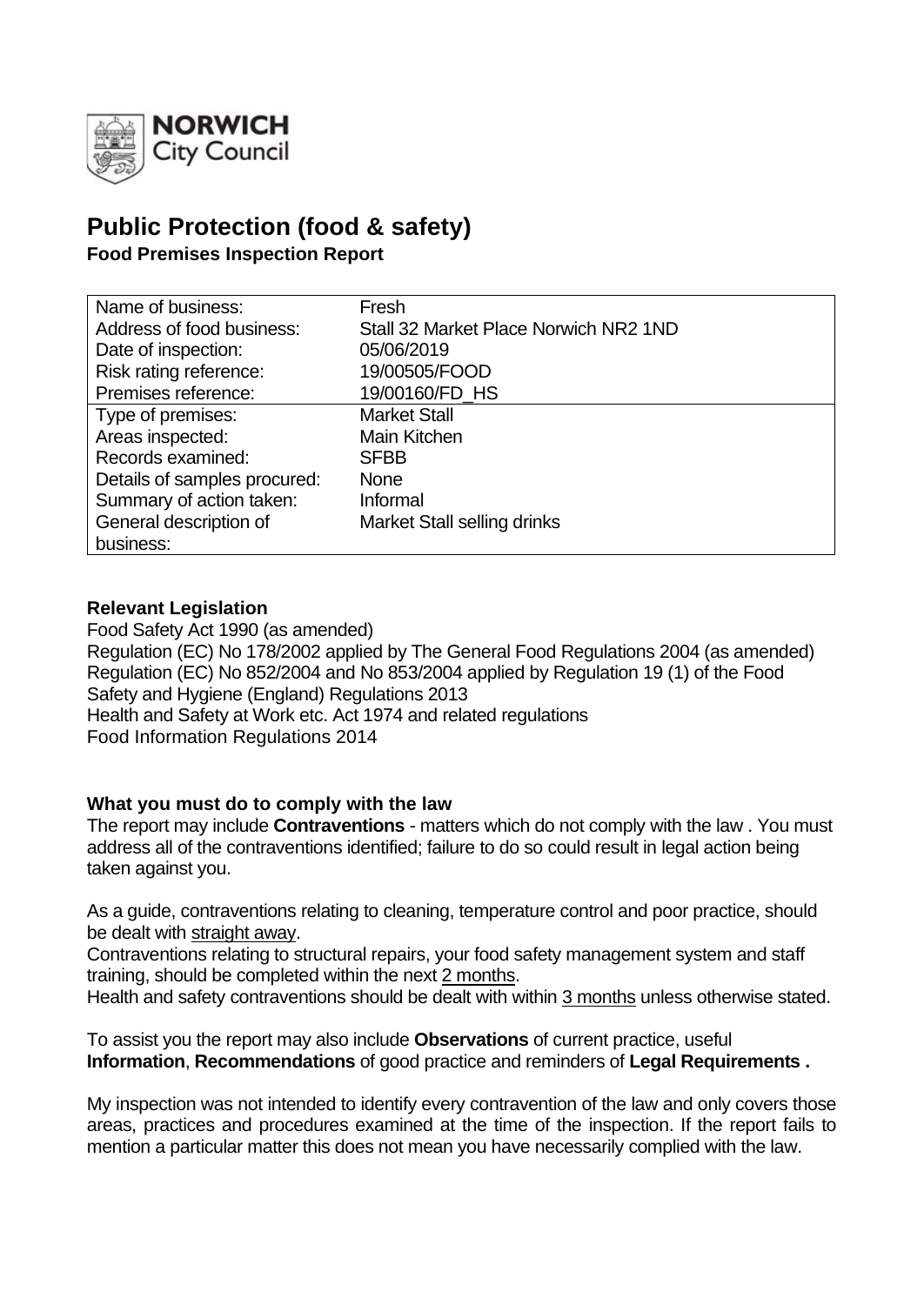NORWICH City Council

# Public Protection (food & safety)

**Food Premises Inspection Report**

| | |
|---|---|
| Name of business: | Fresh |
| Address of food business: | Stall 32 Market Place Norwich NR2 1ND |
| Date of inspection: | 05/06/2019 |
| Risk rating reference: | 19/00505/FOOD |
| Premises reference: | 19/00160/FD_HS |
| Type of premises: | Market Stall |
| Areas inspected: | Main Kitchen |
| Records examined: | SFBB |
| Details of samples procured: | None |
| Summary of action taken: | Informal |
| General description of business: | Market Stall selling drinks |

## Relevant Legislation

Food Safety Act 1990 (as amended)
Regulation (EC) No 178/2002 applied by The General Food Regulations 2004 (as amended)
Regulation (EC) No 852/2004 and No 853/2004 applied by Regulation 19 (1) of the Food Safety and Hygiene (England) Regulations 2013
Health and Safety at Work etc. Act 1974 and related regulations
Food Information Regulations 2014

## What you must do to comply with the law

The report may include **Contraventions** - matters which do not comply with the law . You must address all of the contraventions identified; failure to do so could result in legal action being taken against you.

As a guide, contraventions relating to cleaning, temperature control and poor practice, should be dealt with straight away.
Contraventions relating to structural repairs, your food safety management system and staff training, should be completed within the next 2 months.
Health and safety contraventions should be dealt with within 3 months unless otherwise stated.

To assist you the report may also include **Observations** of current practice, useful **Information**, **Recommendations** of good practice and reminders of **Legal Requirements .**

My inspection was not intended to identify every contravention of the law and only covers those areas, practices and procedures examined at the time of the inspection. If the report fails to mention a particular matter this does not mean you have necessarily complied with the law.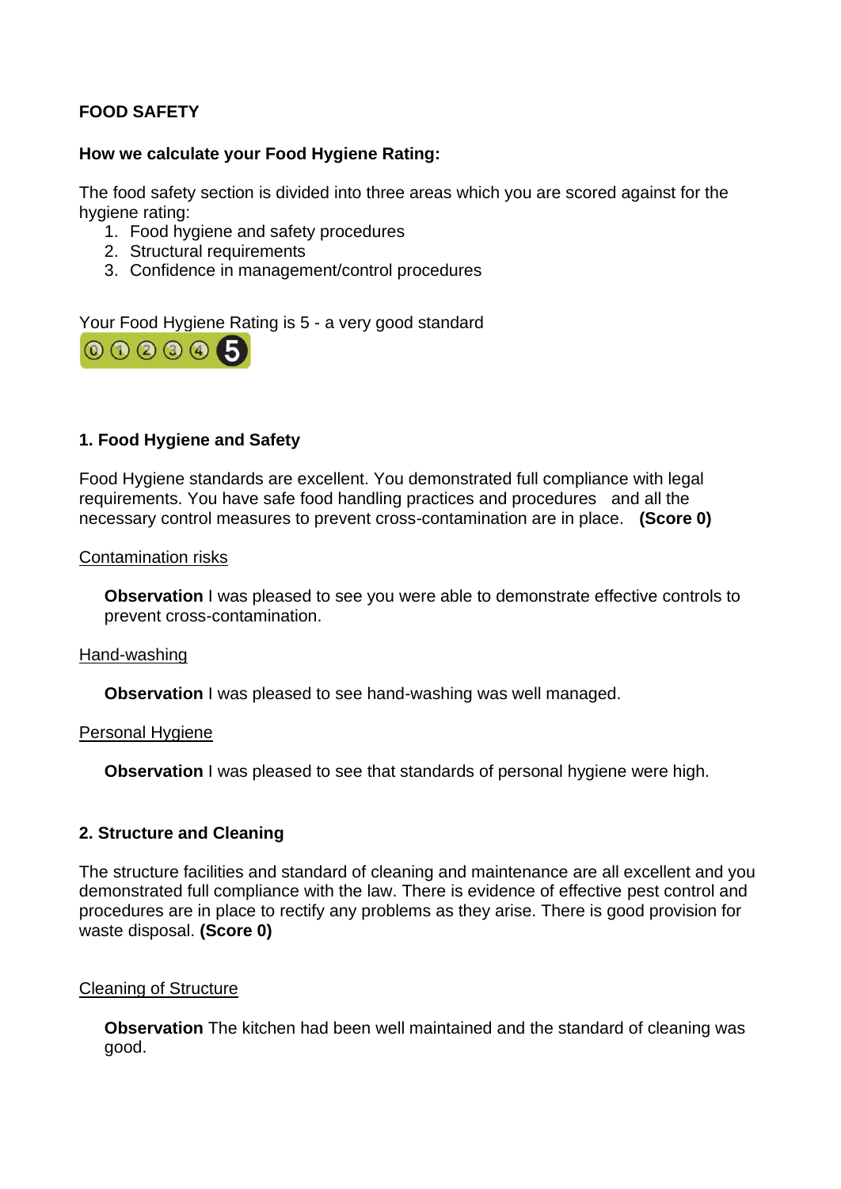**FOOD SAFETY**

**How we calculate your Food Hygiene Rating:**

The food safety section is divided into three areas which you are scored against for the hygiene rating:

1. Food hygiene and safety procedures
2. Structural requirements
3. Confidence in management/control procedures

Your Food Hygiene Rating is 5 - a very good standard

**1. Food Hygiene and Safety**

Food Hygiene standards are excellent. You demonstrated full compliance with legal requirements. You have safe food handling practices and procedures and all the necessary control measures to prevent cross-contamination are in place. **(Score 0)**

Contamination risks

> **Observation** I was pleased to see you were able to demonstrate effective controls to prevent cross-contamination.

Hand-washing

> **Observation** I was pleased to see hand-washing was well managed.

Personal Hygiene

> **Observation** I was pleased to see that standards of personal hygiene were high.

**2. Structure and Cleaning**

The structure facilities and standard of cleaning and maintenance are all excellent and you demonstrated full compliance with the law. There is evidence of effective pest control and procedures are in place to rectify any problems as they arise. There is good provision for waste disposal. **(Score 0)**

Cleaning of Structure

> **Observation** The kitchen had been well maintained and the standard of cleaning was good.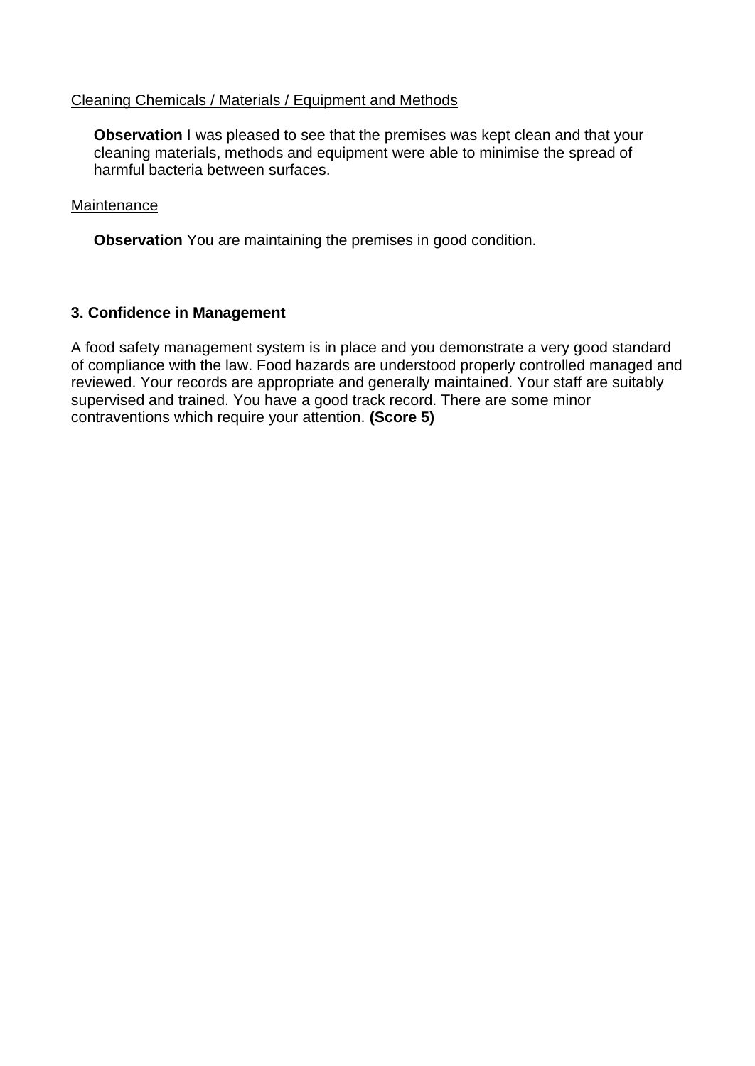<u>Cleaning Chemicals / Materials / Equipment and Methods</u>

**Observation** I was pleased to see that the premises was kept clean and that your cleaning materials, methods and equipment were able to minimise the spread of harmful bacteria between surfaces.

<u>Maintenance</u>

**Observation** You are maintaining the premises in good condition.

### 3. Confidence in Management

A food safety management system is in place and you demonstrate a very good standard of compliance with the law. Food hazards are understood properly controlled managed and reviewed. Your records are appropriate and generally maintained. Your staff are suitably supervised and trained. You have a good track record. There are some minor contraventions which require your attention. **(Score 5)**